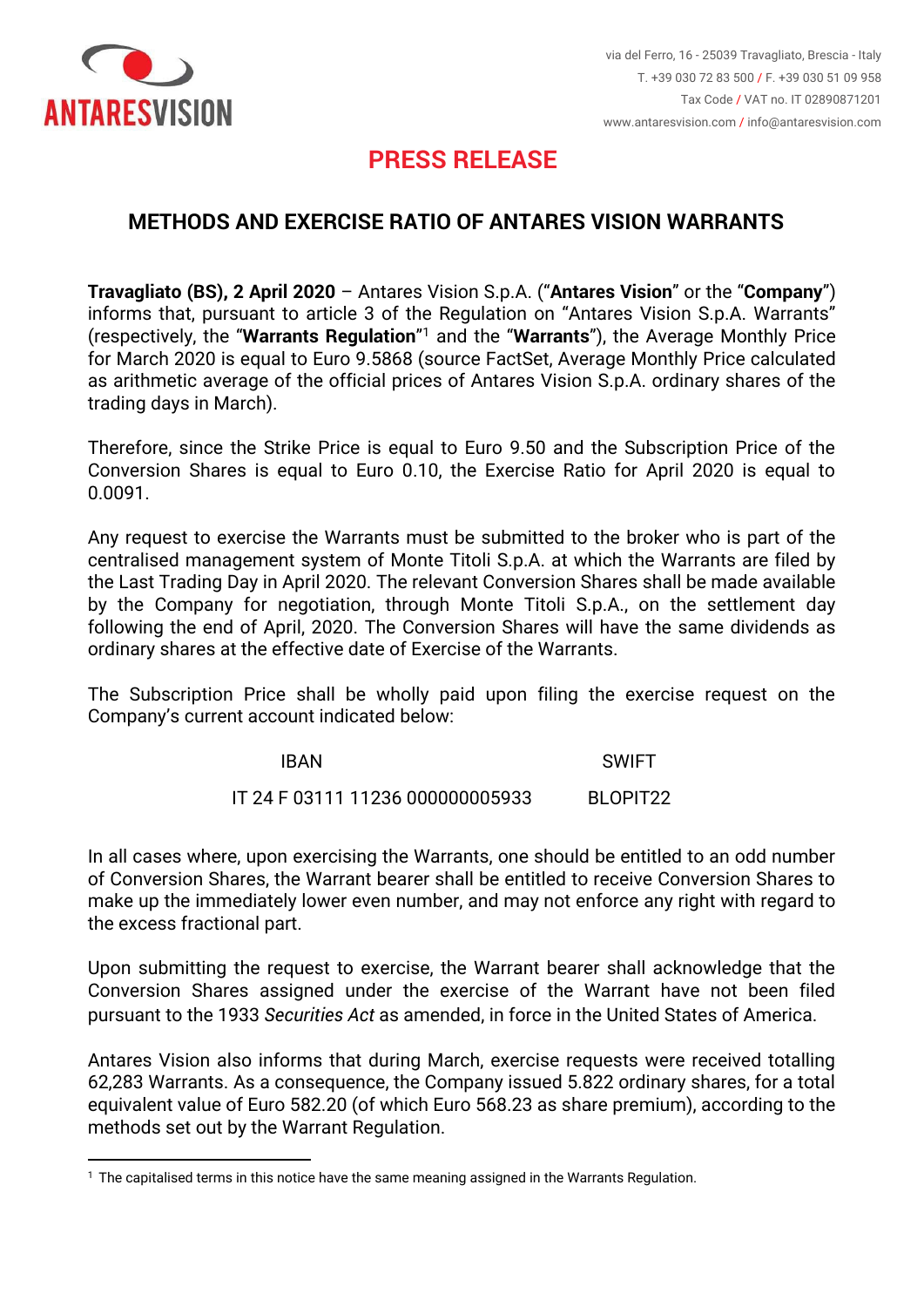ANTARESVISION

via del Ferro, 16 - 25039 Travagliato, Brescia - Italy
T. +39 030 72 83 500 / F. +39 030 51 09 958
Tax Code / VAT no. IT 02890871201
www.antaresvision.com / info@antaresvision.com

# PRESS RELEASE

## METHODS AND EXERCISE RATIO OF ANTARES VISION WARRANTS

**Travagliato (BS), 2 April 2020** – Antares Vision S.p.A. ("**Antares Vision**" or the "**Company**") informs that, pursuant to article 3 of the Regulation on "Antares Vision S.p.A. Warrants" (respectively, the "**Warrants Regulation**"[1] and the "**Warrants**"), the Average Monthly Price for March 2020 is equal to Euro 9.5868 (source FactSet, Average Monthly Price calculated as arithmetic average of the official prices of Antares Vision S.p.A. ordinary shares of the trading days in March).

Therefore, since the Strike Price is equal to Euro 9.50 and the Subscription Price of the Conversion Shares is equal to Euro 0.10, the Exercise Ratio for April 2020 is equal to 0.0091.

Any request to exercise the Warrants must be submitted to the broker who is part of the centralised management system of Monte Titoli S.p.A. at which the Warrants are filed by the Last Trading Day in April 2020. The relevant Conversion Shares shall be made available by the Company for negotiation, through Monte Titoli S.p.A., on the settlement day following the end of April, 2020. The Conversion Shares will have the same dividends as ordinary shares at the effective date of Exercise of the Warrants.

The Subscription Price shall be wholly paid upon filing the exercise request on the Company's current account indicated below:

| IBAN | SWIFT |
|---|---|
| IT 24 F 03111 11236 000000005933 | BLOPIT22 |

In all cases where, upon exercising the Warrants, one should be entitled to an odd number of Conversion Shares, the Warrant bearer shall be entitled to receive Conversion Shares to make up the immediately lower even number, and may not enforce any right with regard to the excess fractional part.

Upon submitting the request to exercise, the Warrant bearer shall acknowledge that the Conversion Shares assigned under the exercise of the Warrant have not been filed pursuant to the 1933 *Securities Act* as amended, in force in the United States of America.

Antares Vision also informs that during March, exercise requests were received totalling 62,283 Warrants. As a consequence, the Company issued 5.822 ordinary shares, for a total equivalent value of Euro 582.20 (of which Euro 568.23 as share premium), according to the methods set out by the Warrant Regulation.

---

[1] The capitalised terms in this notice have the same meaning assigned in the Warrants Regulation.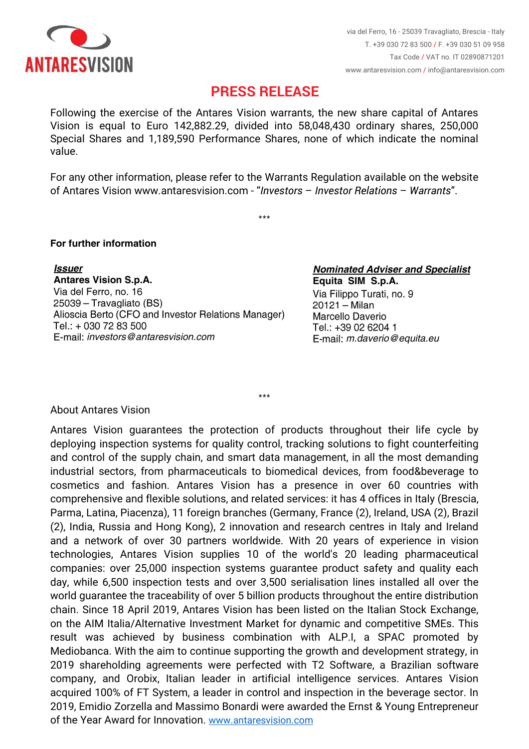Following the exercise of the Antares Vision warrants, the new share capital of Antares Vision is equal to Euro 142,882.29, divided into 58,048,430 ordinary shares, 250,000 Special Shares and 1,189,590 Performance Shares, none of which indicate the nominal value.

For any other information, please refer to the Warrants Regulation available on the website of Antares Vision www.antaresvision.com - "*Investors – Investor Relations – Warrants*".

\*\*\*

**For further information**

***Issuer***
**Antares Vision S.p.A.**
Via del Ferro, no. 16
25039 – Travagliato (BS)
Alioscia Berto (CFO and Investor Relations Manager)
Tel.: + 030 72 83 500
E-mail: *investors@antaresvision.com*

***Nominated Adviser and Specialist***
**Equita SIM S.p.A.**
Via Filippo Turati, no. 9
20121 – Milan
Marcello Daverio
Tel.: +39 02 6204 1
E-mail: *m.daverio@equita.eu*

\*\*\*

About Antares Vision

Antares Vision guarantees the protection of products throughout their life cycle by deploying inspection systems for quality control, tracking solutions to fight counterfeiting and control of the supply chain, and smart data management, in all the most demanding industrial sectors, from pharmaceuticals to biomedical devices, from food&beverage to cosmetics and fashion. Antares Vision has a presence in over 60 countries with comprehensive and flexible solutions, and related services: it has 4 offices in Italy (Brescia, Parma, Latina, Piacenza), 11 foreign branches (Germany, France (2), Ireland, USA (2), Brazil (2), India, Russia and Hong Kong), 2 innovation and research centres in Italy and Ireland and a network of over 30 partners worldwide. With 20 years of experience in vision technologies, Antares Vision supplies 10 of the world's 20 leading pharmaceutical companies: over 25,000 inspection systems guarantee product safety and quality each day, while 6,500 inspection tests and over 3,500 serialisation lines installed all over the world guarantee the traceability of over 5 billion products throughout the entire distribution chain. Since 18 April 2019, Antares Vision has been listed on the Italian Stock Exchange, on the AIM Italia/Alternative Investment Market for dynamic and competitive SMEs. This result was achieved by business combination with ALP.I, a SPAC promoted by Mediobanca. With the aim to continue supporting the growth and development strategy, in 2019 shareholding agreements were perfected with T2 Software, a Brazilian software company, and Orobix, Italian leader in artificial intelligence services. Antares Vision acquired 100% of FT System, a leader in control and inspection in the beverage sector. In 2019, Emidio Zorzella and Massimo Bonardi were awarded the Ernst & Young Entrepreneur of the Year Award for Innovation. www.antaresvision.com